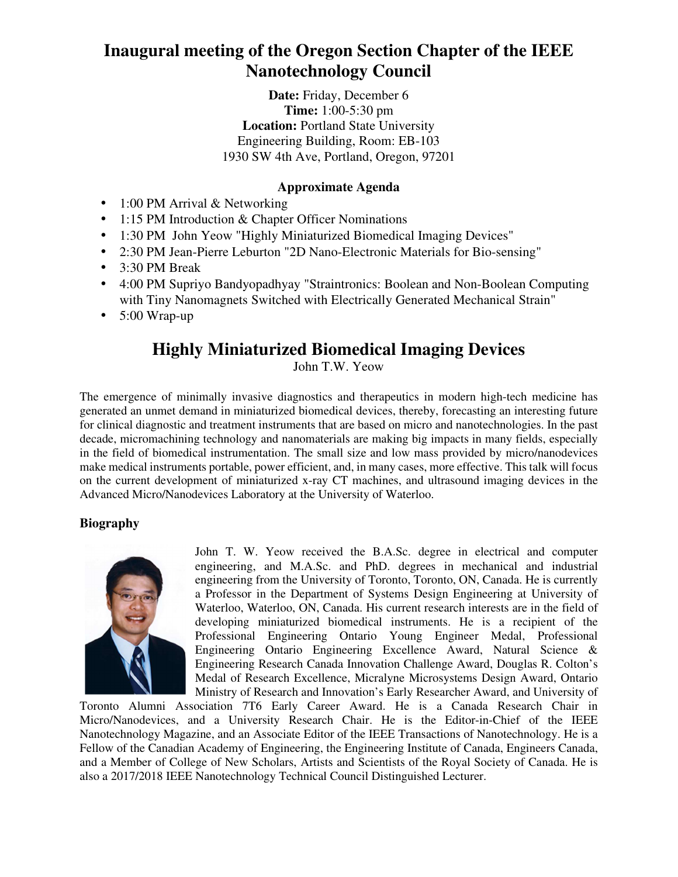# Inaugural meeting of the Oregon Section Chapter of the IEEE Nanotechnology Council

**Date:** Friday, December 6
**Time:** 1:00-5:30 pm
**Location:** Portland State University
Engineering Building, Room: EB-103
1930 SW 4th Ave, Portland, Oregon, 97201

**Approximate Agenda**

- 1:00 PM Arrival & Networking
- 1:15 PM Introduction & Chapter Officer Nominations
- 1:30 PM John Yeow "Highly Miniaturized Biomedical Imaging Devices"
- 2:30 PM Jean-Pierre Leburton "2D Nano-Electronic Materials for Bio-sensing"
- 3:30 PM Break
- 4:00 PM Supriyo Bandyopadhyay "Straintronics: Boolean and Non-Boolean Computing with Tiny Nanomagnets Switched with Electrically Generated Mechanical Strain"
- 5:00 Wrap-up

## Highly Miniaturized Biomedical Imaging Devices

John T.W. Yeow

The emergence of minimally invasive diagnostics and therapeutics in modern high-tech medicine has generated an unmet demand in miniaturized biomedical devices, thereby, forecasting an interesting future for clinical diagnostic and treatment instruments that are based on micro and nanotechnologies. In the past decade, micromachining technology and nanomaterials are making big impacts in many fields, especially in the field of biomedical instrumentation. The small size and low mass provided by micro/nanodevices make medical instruments portable, power efficient, and, in many cases, more effective. This talk will focus on the current development of miniaturized x-ray CT machines, and ultrasound imaging devices in the Advanced Micro/Nanodevices Laboratory at the University of Waterloo.

### Biography

John T. W. Yeow received the B.A.Sc. degree in electrical and computer engineering, and M.A.Sc. and PhD. degrees in mechanical and industrial engineering from the University of Toronto, Toronto, ON, Canada. He is currently a Professor in the Department of Systems Design Engineering at University of Waterloo, Waterloo, ON, Canada. His current research interests are in the field of developing miniaturized biomedical instruments. He is a recipient of the Professional Engineering Ontario Young Engineer Medal, Professional Engineering Ontario Engineering Excellence Award, Natural Science & Engineering Research Canada Innovation Challenge Award, Douglas R. Colton's Medal of Research Excellence, Micralyne Microsystems Design Award, Ontario Ministry of Research and Innovation's Early Researcher Award, and University of Toronto Alumni Association 7T6 Early Career Award. He is a Canada Research Chair in Micro/Nanodevices, and a University Research Chair. He is the Editor-in-Chief of the IEEE Nanotechnology Magazine, and an Associate Editor of the IEEE Transactions of Nanotechnology. He is a Fellow of the Canadian Academy of Engineering, the Engineering Institute of Canada, Engineers Canada, and a Member of College of New Scholars, Artists and Scientists of the Royal Society of Canada. He is also a 2017/2018 IEEE Nanotechnology Technical Council Distinguished Lecturer.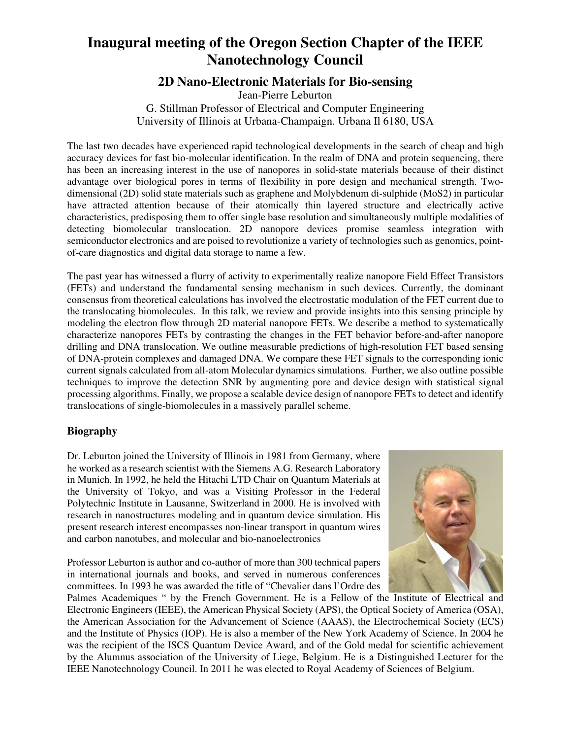# Inaugural meeting of the Oregon Section Chapter of the IEEE Nanotechnology Council

## 2D Nano-Electronic Materials for Bio-sensing

Jean-Pierre Leburton
G. Stillman Professor of Electrical and Computer Engineering
University of Illinois at Urbana-Champaign. Urbana Il 6180, USA

The last two decades have experienced rapid technological developments in the search of cheap and high accuracy devices for fast bio-molecular identification. In the realm of DNA and protein sequencing, there has been an increasing interest in the use of nanopores in solid-state materials because of their distinct advantage over biological pores in terms of flexibility in pore design and mechanical strength. Two-dimensional (2D) solid state materials such as graphene and Molybdenum di-sulphide ($MoS_2$) in particular have attracted attention because of their atomically thin layered structure and electrically active characteristics, predisposing them to offer single base resolution and simultaneously multiple modalities of detecting biomolecular translocation. 2D nanopore devices promise seamless integration with semiconductor electronics and are poised to revolutionize a variety of technologies such as genomics, point-of-care diagnostics and digital data storage to name a few.

The past year has witnessed a flurry of activity to experimentally realize nanopore Field Effect Transistors (FETs) and understand the fundamental sensing mechanism in such devices. Currently, the dominant consensus from theoretical calculations has involved the electrostatic modulation of the FET current due to the translocating biomolecules. In this talk, we review and provide insights into this sensing principle by modeling the electron flow through 2D material nanopore FETs. We describe a method to systematically characterize nanopores FETs by contrasting the changes in the FET behavior before-and-after nanopore drilling and DNA translocation. We outline measurable predictions of high-resolution FET based sensing of DNA-protein complexes and damaged DNA. We compare these FET signals to the corresponding ionic current signals calculated from all-atom Molecular dynamics simulations. Further, we also outline possible techniques to improve the detection SNR by augmenting pore and device design with statistical signal processing algorithms. Finally, we propose a scalable device design of nanopore FETs to detect and identify translocations of single-biomolecules in a massively parallel scheme.

### Biography

Dr. Leburton joined the University of Illinois in 1981 from Germany, where he worked as a research scientist with the Siemens A.G. Research Laboratory in Munich. In 1992, he held the Hitachi LTD Chair on Quantum Materials at the University of Tokyo, and was a Visiting Professor in the Federal Polytechnic Institute in Lausanne, Switzerland in 2000. He is involved with research in nanostructures modeling and in quantum device simulation. His present research interest encompasses non-linear transport in quantum wires and carbon nanotubes, and molecular and bio-nanoelectronics

Professor Leburton is author and co-author of more than 300 technical papers in international journals and books, and served in numerous conferences committees. In 1993 he was awarded the title of "Chevalier dans l'Ordre des Palmes Academiques " by the French Government. He is a Fellow of the Institute of Electrical and Electronic Engineers (IEEE), the American Physical Society (APS), the Optical Society of America (OSA), the American Association for the Advancement of Science (AAAS), the Electrochemical Society (ECS) and the Institute of Physics (IOP). He is also a member of the New York Academy of Science. In 2004 he was the recipient of the ISCS Quantum Device Award, and of the Gold medal for scientific achievement by the Alumnus association of the University of Liege, Belgium. He is a Distinguished Lecturer for the IEEE Nanotechnology Council. In 2011 he was elected to Royal Academy of Sciences of Belgium.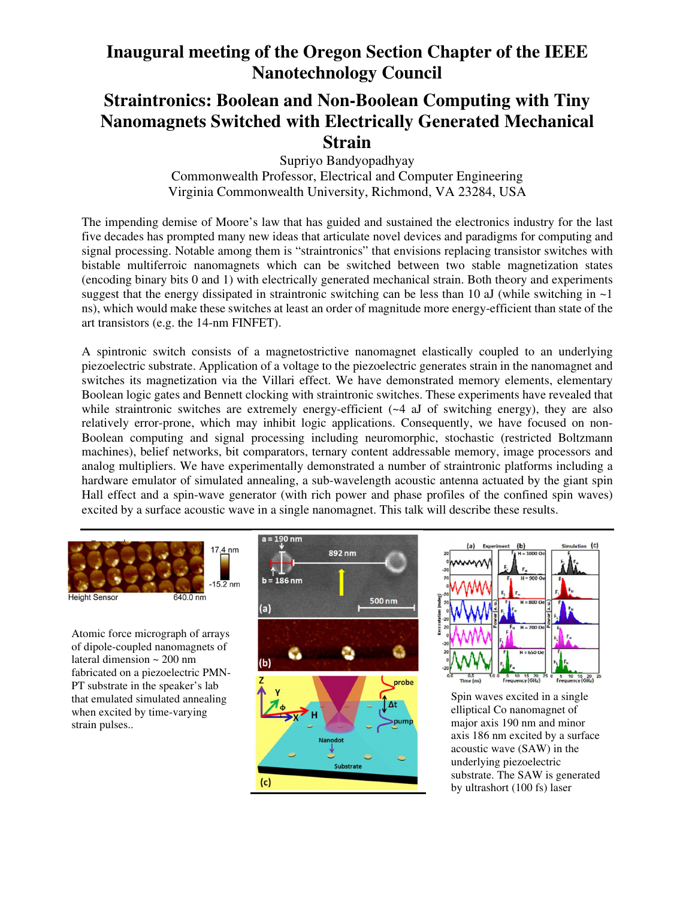# Inaugural meeting of the Oregon Section Chapter of the IEEE Nanotechnology Council

## Straintronics: Boolean and Non-Boolean Computing with Tiny Nanomagnets Switched with Electrically Generated Mechanical Strain

Supriyo Bandyopadhyay
Commonwealth Professor, Electrical and Computer Engineering
Virginia Commonwealth University, Richmond, VA 23284, USA

The impending demise of Moore's law that has guided and sustained the electronics industry for the last five decades has prompted many new ideas that articulate novel devices and paradigms for computing and signal processing. Notable among them is "straintronics" that envisions replacing transistor switches with bistable multiferroic nanomagnets which can be switched between two stable magnetization states (encoding binary bits 0 and 1) with electrically generated mechanical strain. Both theory and experiments suggest that the energy dissipated in straintronic switching can be less than 10 aJ (while switching in ~1 ns), which would make these switches at least an order of magnitude more energy-efficient than state of the art transistors (e.g. the 14-nm FINFET).

A spintronic switch consists of a magnetostrictive nanomagnet elastically coupled to an underlying piezoelectric substrate. Application of a voltage to the piezoelectric generates strain in the nanomagnet and switches its magnetization via the Villari effect. We have demonstrated memory elements, elementary Boolean logic gates and Bennett clocking with straintronic switches. These experiments have revealed that while straintronic switches are extremely energy-efficient (~4 aJ of switching energy), they are also relatively error-prone, which may inhibit logic applications. Consequently, we have focused on non-Boolean computing and signal processing including neuromorphic, stochastic (restricted Boltzmann machines), belief networks, bit comparators, ternary content addressable memory, image processors and analog multipliers. We have experimentally demonstrated a number of straintronic platforms including a hardware emulator of simulated annealing, a sub-wavelength acoustic antenna actuated by the giant spin Hall effect and a spin-wave generator (with rich power and phase profiles of the confined spin waves) excited by a surface acoustic wave in a single nanomagnet. This talk will describe these results.

Atomic force micrograph of arrays of dipole-coupled nanomagnets of lateral dimension ~ 200 nm fabricated on a piezoelectric PMN-PT substrate in the speaker's lab that emulated simulated annealing when excited by time-varying strain pulses..

Spin waves excited in a single elliptical Co nanomagnet of major axis 190 nm and minor axis 186 nm excited by a surface acoustic wave (SAW) in the underlying piezoelectric substrate. The SAW is generated by ultrashort (100 fs) laser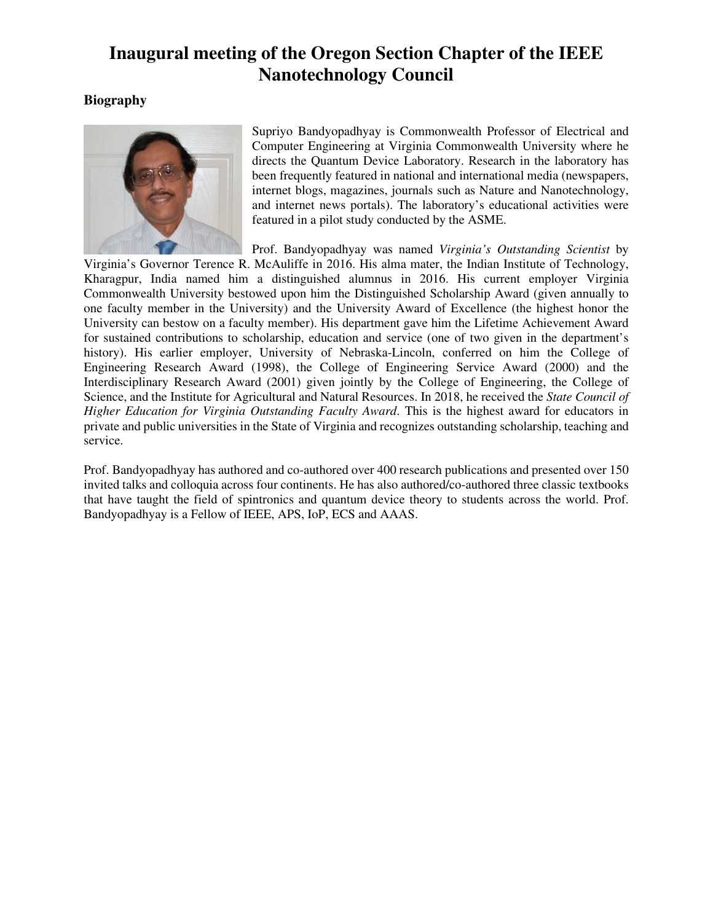# Inaugural meeting of the Oregon Section Chapter of the IEEE Nanotechnology Council

## Biography

Supriyo Bandyopadhyay is Commonwealth Professor of Electrical and Computer Engineering at Virginia Commonwealth University where he directs the Quantum Device Laboratory. Research in the laboratory has been frequently featured in national and international media (newspapers, internet blogs, magazines, journals such as Nature and Nanotechnology, and internet news portals). The laboratory's educational activities were featured in a pilot study conducted by the ASME.

Prof. Bandyopadhyay was named *Virginia's Outstanding Scientist* by Virginia's Governor Terence R. McAuliffe in 2016. His alma mater, the Indian Institute of Technology, Kharagpur, India named him a distinguished alumnus in 2016. His current employer Virginia Commonwealth University bestowed upon him the Distinguished Scholarship Award (given annually to one faculty member in the University) and the University Award of Excellence (the highest honor the University can bestow on a faculty member). His department gave him the Lifetime Achievement Award for sustained contributions to scholarship, education and service (one of two given in the department's history). His earlier employer, University of Nebraska-Lincoln, conferred on him the College of Engineering Research Award (1998), the College of Engineering Service Award (2000) and the Interdisciplinary Research Award (2001) given jointly by the College of Engineering, the College of Science, and the Institute for Agricultural and Natural Resources. In 2018, he received the *State Council of Higher Education for Virginia Outstanding Faculty Award*. This is the highest award for educators in private and public universities in the State of Virginia and recognizes outstanding scholarship, teaching and service.

Prof. Bandyopadhyay has authored and co-authored over 400 research publications and presented over 150 invited talks and colloquia across four continents. He has also authored/co-authored three classic textbooks that have taught the field of spintronics and quantum device theory to students across the world. Prof. Bandyopadhyay is a Fellow of IEEE, APS, IoP, ECS and AAAS.